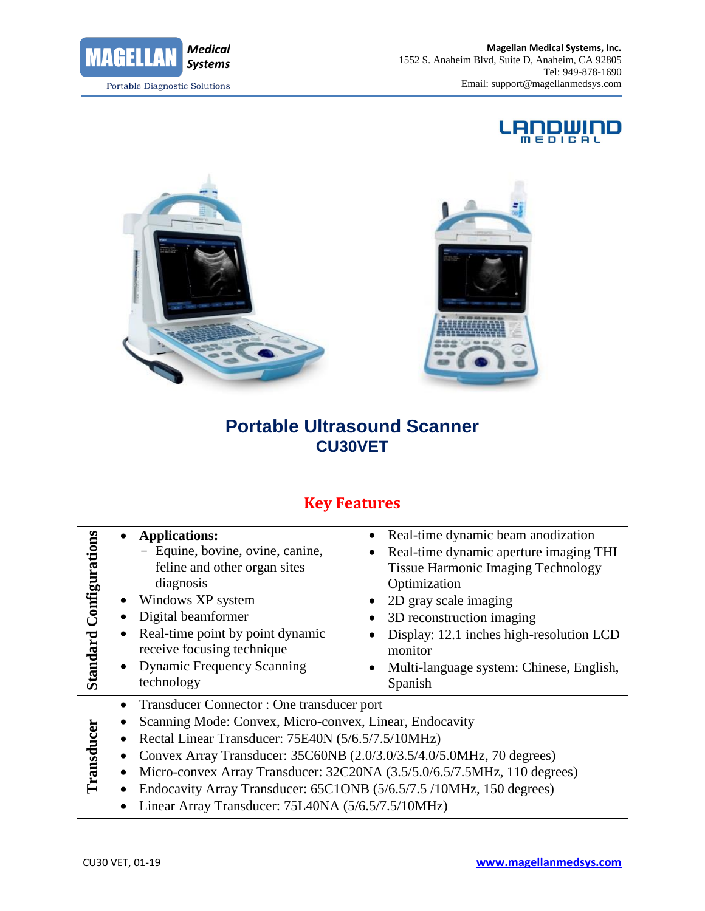**MAGELLAN** *Medical Systems*

Portable Diagnostic Solutions

**Magellan Medical Systems, Inc.**
1552 S. Anaheim Blvd, Suite D, Anaheim, CA 92805
Tel: 949-878-1690
Email: support@magellanmedsys.com

LANDWIND MEDICAL

# Portable Ultrasound Scanner
## CU30VET

## Key Features

| | | |
|---|---|---|
| **Standard Configurations** | • **Applications:**<br>– Equine, bovine, ovine, canine, feline and other organ sites diagnosis<br>• Windows XP system<br>• Digital beamformer<br>• Real-time point by point dynamic receive focusing technique<br>• Dynamic Frequency Scanning technology | • Real-time dynamic beam anodization<br>• Real-time dynamic aperture imaging THI Tissue Harmonic Imaging Technology Optimization<br>• 2D gray scale imaging<br>• 3D reconstruction imaging<br>• Display: 12.1 inches high-resolution LCD monitor<br>• Multi-language system: Chinese, English, Spanish |
| **Transducer** | • Transducer Connector : One transducer port<br>• Scanning Mode: Convex, Micro-convex, Linear, Endocavity<br>• Rectal Linear Transducer: 75E40N (5/6.5/7.5/10MHz)<br>• Convex Array Transducer: 35C60NB (2.0/3.0/3.5/4.0/5.0MHz, 70 degrees)<br>• Micro-convex Array Transducer: 32C20NA (3.5/5.0/6.5/7.5MHz, 110 degrees)<br>• Endocavity Array Transducer: 65C1ONB (5/6.5/7.5 /10MHz, 150 degrees)<br>• Linear Array Transducer: 75L40NA (5/6.5/7.5/10MHz) | |

CU30 VET, 01-19

www.magellanmedsys.com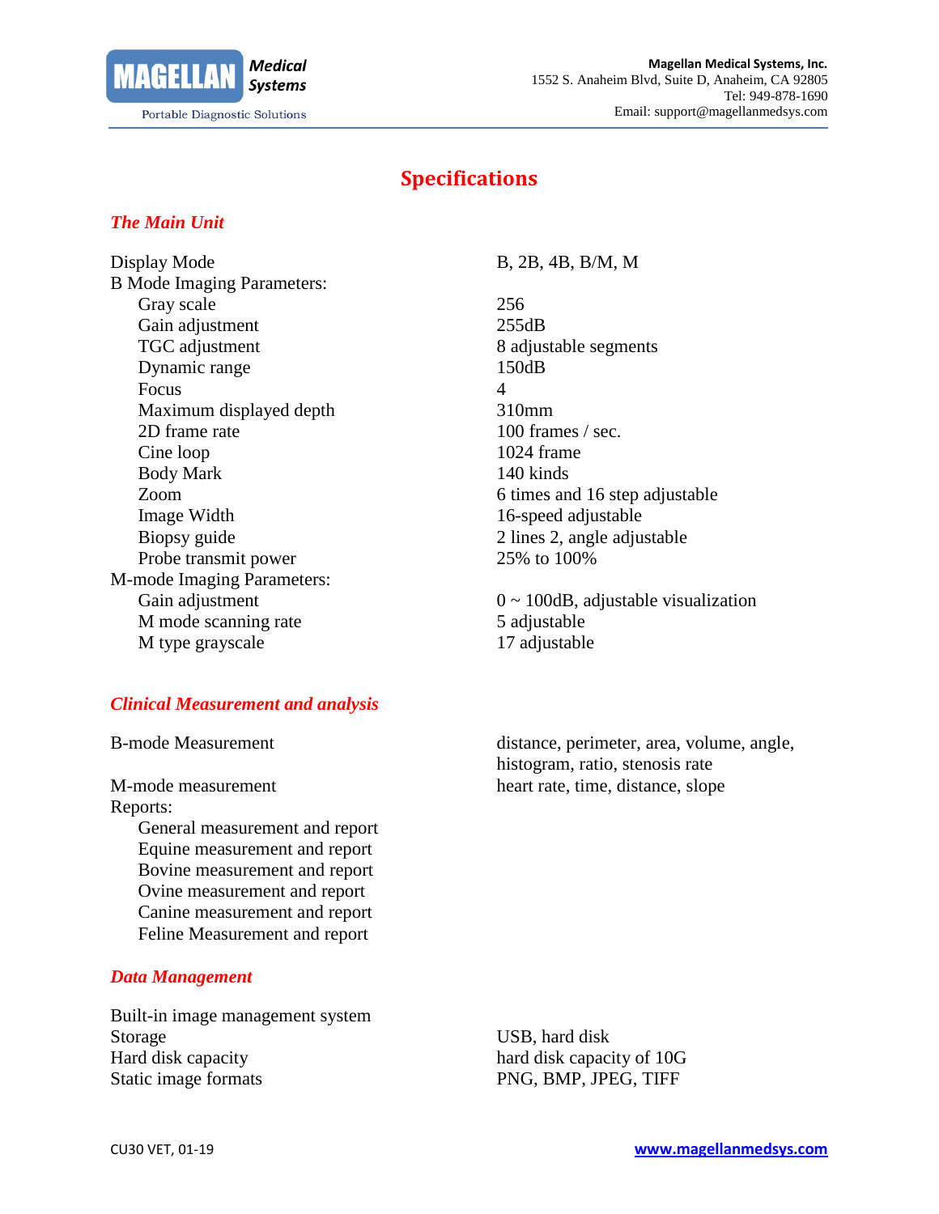# Specifications

## *The Main Unit*

| | |
|---|---|
| Display Mode | B, 2B, 4B, B/M, M |
| B Mode Imaging Parameters: | |
| Gray scale | 256 |
| Gain adjustment | 255dB |
| TGC adjustment | 8 adjustable segments |
| Dynamic range | 150dB |
| Focus | 4 |
| Maximum displayed depth | 310mm |
| 2D frame rate | 100 frames / sec. |
| Cine loop | 1024 frame |
| Body Mark | 140 kinds |
| Zoom | 6 times and 16 step adjustable |
| Image Width | 16-speed adjustable |
| Biopsy guide | 2 lines 2, angle adjustable |
| Probe transmit power | 25% to 100% |
| M-mode Imaging Parameters: | |
| Gain adjustment | 0 ~ 100dB, adjustable visualization |
| M mode scanning rate | 5 adjustable |
| M type grayscale | 17 adjustable |

## *Clinical Measurement and analysis*

| | |
|---|---|
| B-mode Measurement | distance, perimeter, area, volume, angle, histogram, ratio, stenosis rate |
| M-mode measurement | heart rate, time, distance, slope |

Reports:

- General measurement and report
- Equine measurement and report
- Bovine measurement and report
- Ovine measurement and report
- Canine measurement and report
- Feline Measurement and report

## *Data Management*

| | |
|---|---|
| Built-in image management system | |
| Storage | USB, hard disk |
| Hard disk capacity | hard disk capacity of 10G |
| Static image formats | PNG, BMP, JPEG, TIFF |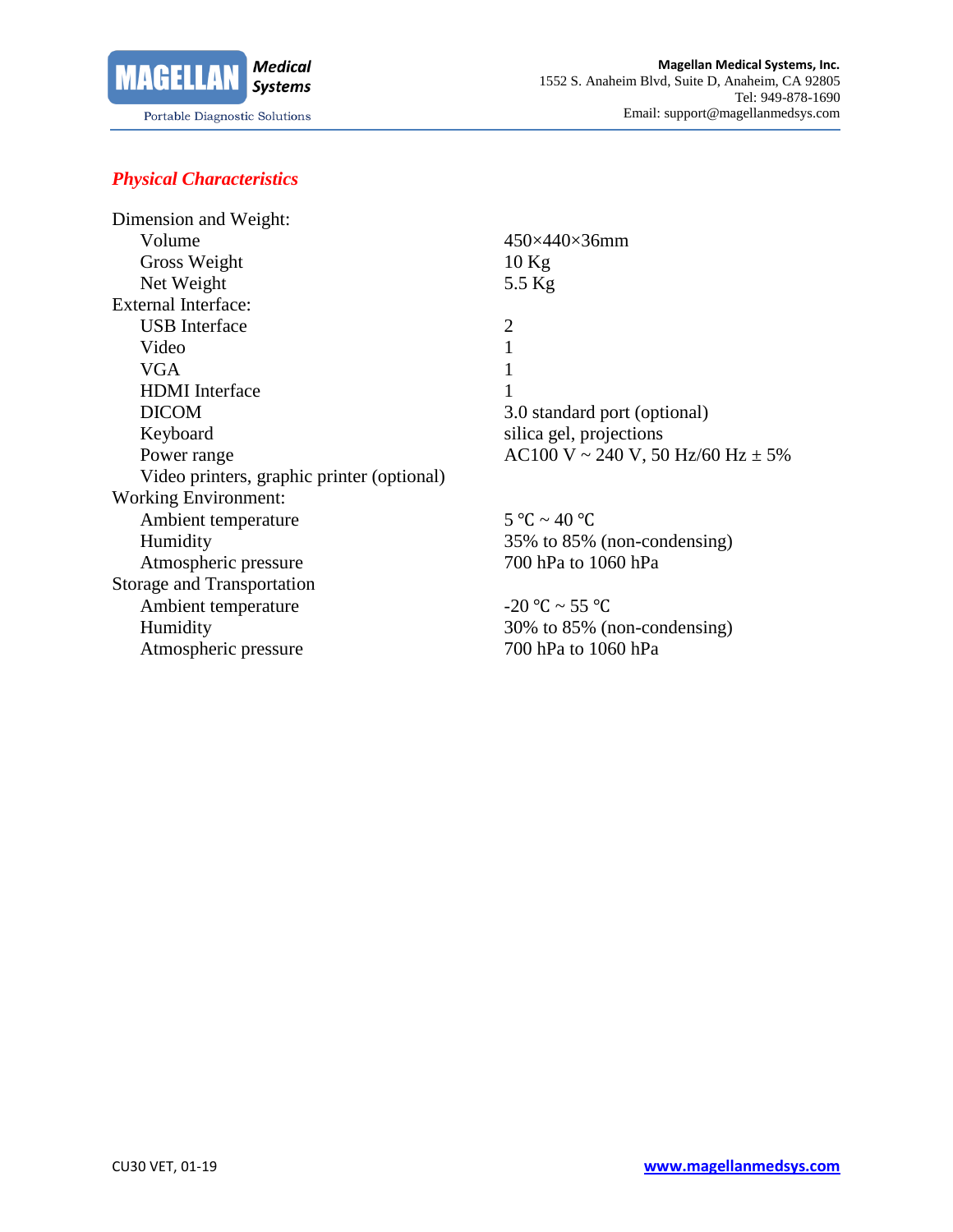## *Physical Characteristics*

| | |
|---|---|
| Dimension and Weight: | |
| Volume | 450×440×36mm |
| Gross Weight | 10 Kg |
| Net Weight | 5.5 Kg |
| External Interface: | |
| USB Interface | 2 |
| Video | 1 |
| VGA | 1 |
| HDMI Interface | 1 |
| DICOM | 3.0 standard port (optional) |
| Keyboard | silica gel, projections |
| Power range | AC100 V ~ 240 V, 50 Hz/60 Hz ± 5% |
| Video printers, graphic printer (optional) | |
| Working Environment: | |
| Ambient temperature | 5 ℃ ~ 40 ℃ |
| Humidity | 35% to 85% (non-condensing) |
| Atmospheric pressure | 700 hPa to 1060 hPa |
| Storage and Transportation | |
| Ambient temperature | -20 ℃ ~ 55 ℃ |
| Humidity | 30% to 85% (non-condensing) |
| Atmospheric pressure | 700 hPa to 1060 hPa |